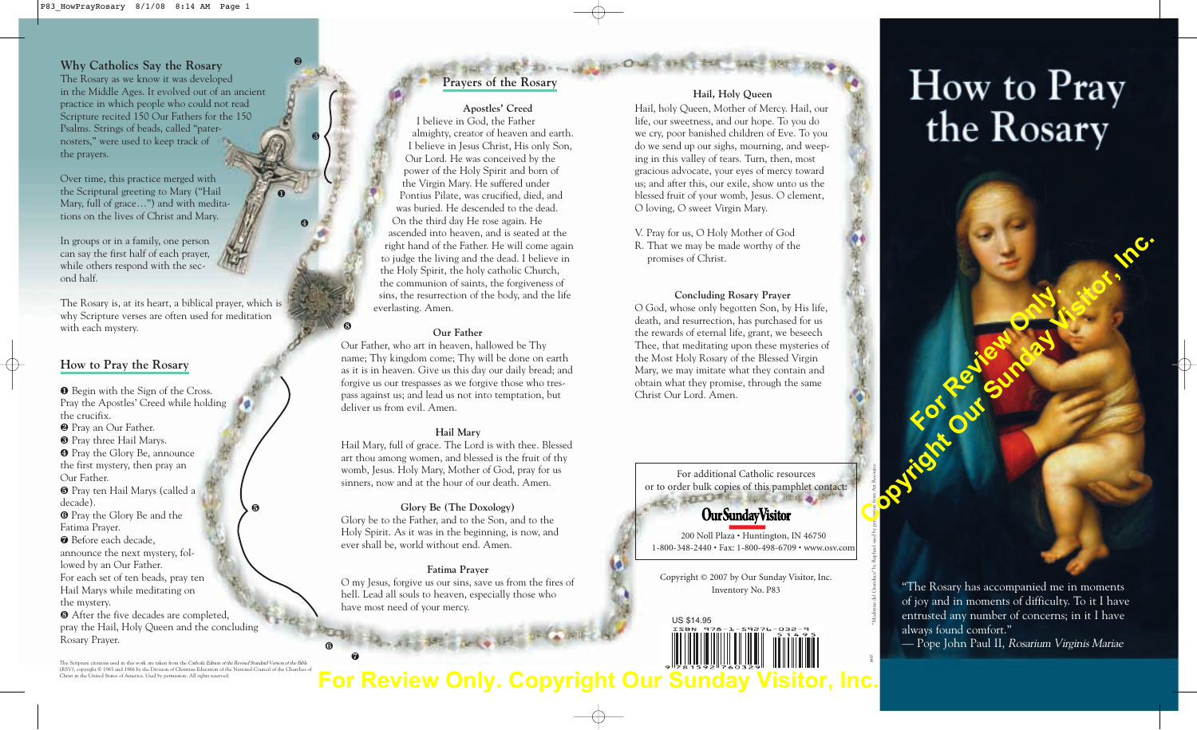## Why Catholics Say the Rosary

The Rosary as we know it was developed in the Middle Ages. It evolved out of an ancient practice in which people who could not read Scripture recited 150 Our Fathers for the 150 Psalms. Strings of beads, called "pater-nosters," were used to keep track of the prayers.

Over time, this practice merged with the Scriptural greeting to Mary ("Hail Mary, full of grace…") and with meditations on the lives of Christ and Mary.

In groups or in a family, one person can say the first half of each prayer, while others respond with the second half.

The Rosary is, at its heart, a biblical prayer, which is why Scripture verses are often used for meditation with each mystery.

## How to Pray the Rosary

❶ Begin with the Sign of the Cross. Pray the Apostles' Creed while holding the crucifix.
❷ Pray an Our Father.
❸ Pray three Hail Marys.
❹ Pray the Glory Be, announce the first mystery, then pray an Our Father.
❺ Pray ten Hail Marys (called a decade).
❻ Pray the Glory Be and the Fatima Prayer.
❼ Before each decade, announce the next mystery, followed by an Our Father.
For each set of ten beads, pray ten Hail Marys while meditating on the mystery.
❽ After the five decades are completed, pray the Hail, Holy Queen and the concluding Rosary Prayer.

The Scripture citations used in this work are taken from the *Catholic Edition of the Revised Standard Version of the Bible* (RSV), copyright © 1965 and 1966 by the Division of Christian Education of the National Council of the Churches of Christ in the United States of America. Used by permission. All rights reserved.

## Prayers of the Rosary

### Apostles' Creed

I believe in God, the Father almighty, creator of heaven and earth. I believe in Jesus Christ, His only Son, Our Lord. He was conceived by the power of the Holy Spirit and born of the Virgin Mary. He suffered under Pontius Pilate, was crucified, died, and was buried. He descended to the dead. On the third day He rose again. He ascended into heaven, and is seated at the right hand of the Father. He will come again to judge the living and the dead. I believe in the Holy Spirit, the holy catholic Church, the communion of saints, the forgiveness of sins, the resurrection of the body, and the life everlasting. Amen.

### Our Father

Our Father, who art in heaven, hallowed be Thy name; Thy kingdom come; Thy will be done on earth as it is in heaven. Give us this day our daily bread; and forgive us our trespasses as we forgive those who trespass against us; and lead us not into temptation, but deliver us from evil. Amen.

### Hail Mary

Hail Mary, full of grace. The Lord is with thee. Blessed art thou among women, and blessed is the fruit of thy womb, Jesus. Holy Mary, Mother of God, pray for us sinners, now and at the hour of our death. Amen.

### Glory Be (The Doxology)

Glory be to the Father, and to the Son, and to the Holy Spirit. As it was in the beginning, is now, and ever shall be, world without end. Amen.

### Fatima Prayer

O my Jesus, forgive us our sins, save us from the fires of hell. Lead all souls to heaven, especially those who have most need of your mercy.

### Hail, Holy Queen

Hail, holy Queen, Mother of Mercy. Hail, our life, our sweetness, and our hope. To you do we cry, poor banished children of Eve. To you do we send up our sighs, mourning, and weeping in this valley of tears. Turn, then, most gracious advocate, your eyes of mercy toward us; and after this, our exile, show unto us the blessed fruit of your womb, Jesus. O clement, O loving, O sweet Virgin Mary.

V. Pray for us, O Holy Mother of God
R. That we may be made worthy of the promises of Christ.

### Concluding Rosary Prayer

O God, whose only begotten Son, by His life, death, and resurrection, has purchased for us the rewards of eternal life, grant, we beseech Thee, that meditating upon these mysteries of the Most Holy Rosary of the Blessed Virgin Mary, we may imitate what they contain and obtain what they promise, through the same Christ Our Lord. Amen.

For additional Catholic resources or to order bulk copies of this pamphlet contact:

**Our Sunday Visitor**
200 Noll Plaza • Huntington, IN 46750
1-800-348-2440 • Fax: 1-800-498-6709 • www.osv.com

Copyright © 2007 by Our Sunday Visitor, Inc.
Inventory No. P83

US $14.95
ISBN 978-1-59276-032-9

For Review Only. Copyright Our Sunday Visitor, Inc.

# How to Pray the Rosary

"The Rosary has accompanied me in moments of joy and in moments of difficulty. To it I have entrusted any number of concerns; in it I have always found comfort."
— Pope John Paul II, *Rosarium Virginis Mariae*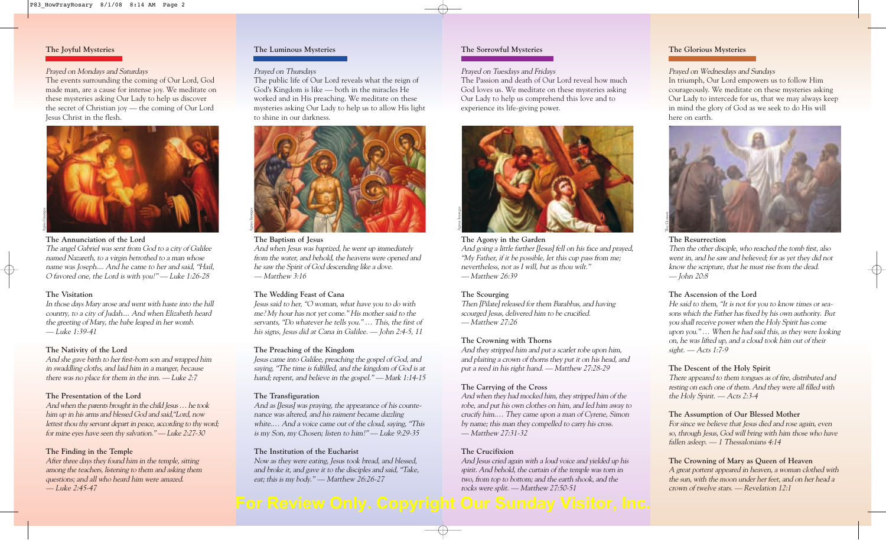## The Joyful Mysteries

*Prayed on Mondays and Saturdays*

The events surrounding the coming of Our Lord, God made man, are a cause for intense joy. We meditate on these mysteries asking Our Lady to help us discover the secret of Christian joy — the coming of Our Lord Jesus Christ in the flesh.

### The Annunciation of the Lord

*The angel Gabriel was sent from God to a city of Galilee named Nazareth, to a virgin betrothed to a man whose name was Joseph.... And he came to her and said, "Hail, O favored one, the Lord is with you!" — Luke 1:26-28*

### The Visitation

*In those days Mary arose and went with haste into the hill country, to a city of Judah.... And when Elizabeth heard the greeting of Mary, the babe leaped in her womb. — Luke 1:39-41*

### The Nativity of the Lord

*And she gave birth to her first-born son and wrapped him in swaddling cloths, and laid him in a manger, because there was no place for them in the inn. — Luke 2:7*

### The Presentation of the Lord

*And when the parents brought in the child Jesus … he took him up in his arms and blessed God and said,"Lord, now lettest thou thy servant depart in peace, according to thy word; for mine eyes have seen thy salvation." — Luke 2:27-30*

### The Finding in the Temple

*After three days they found him in the temple, sitting among the teachers, listening to them and asking them questions; and all who heard him were amazed. — Luke 2:45-47*

## The Luminous Mysteries

*Prayed on Thursdays*

The public life of Our Lord reveals what the reign of God's Kingdom is like — both in the miracles He worked and in His preaching. We meditate on these mysteries asking Our Lady to help us to allow His light to shine in our darkness.

### The Baptism of Jesus

*And when Jesus was baptized, he went up immediately from the water, and behold, the heavens were opened and he saw the Spirit of God descending like a dove. — Matthew 3:16*

### The Wedding Feast of Cana

*Jesus said to her, "O woman, what have you to do with me? My hour has not yet come." His mother said to the servants, "Do whatever he tells you." … This, the first of his signs, Jesus did at Cana in Galilee. — John 2:4-5, 11*

### The Preaching of the Kingdom

*Jesus came into Galilee, preaching the gospel of God, and saying, "The time is fulfilled, and the kingdom of God is at hand; repent, and believe in the gospel." — Mark 1:14-15*

### The Transfiguration

*And as [Jesus] was praying, the appearance of his countenance was altered, and his raiment became dazzling white.… And a voice came out of the cloud, saying, "This is my Son, my Chosen; listen to him!" — Luke 9:29-35*

### The Institution of the Eucharist

*Now as they were eating, Jesus took bread, and blessed, and broke it, and gave it to the disciples and said, "Take, eat; this is my body." — Matthew 26:26-27*

## The Sorrowful Mysteries

*Prayed on Tuesdays and Fridays*

The Passion and death of Our Lord reveal how much God loves us. We meditate on these mysteries asking Our Lady to help us comprehend this love and to experience its life-giving power.

### The Agony in the Garden

*And going a little farther [Jesus] fell on his face and prayed, "My Father, if it be possible, let this cup pass from me; nevertheless, not as I will, but as thou wilt." — Matthew 26:39*

### The Scourging

*Then [Pilate] released for them Barabbas, and having scourged Jesus, delivered him to be crucified. — Matthew 27:26*

### The Crowning with Thorns

*And they stripped him and put a scarlet robe upon him, and plaiting a crown of thorns they put it on his head, and put a reed in his right hand. — Matthew 27:28-29*

### The Carrying of the Cross

*And when they had mocked him, they stripped him of the robe, and put his own clothes on him, and led him away to crucify him.… They came upon a man of Cyrene, Simon by name; this man they compelled to carry his cross. — Matthew 27:31-32*

### The Crucifixion

*And Jesus cried again with a loud voice and yielded up his spirit. And behold, the curtain of the temple was torn in two, from top to bottom; and the earth shook, and the rocks were split. — Matthew 27:50-51*

## The Glorious Mysteries

*Prayed on Wednesdays and Sundays*

In triumph, Our Lord empowers us to follow Him courageously. We meditate on these mysteries asking Our Lady to intercede for us, that we may always keep in mind the glory of God as we seek to do His will here on earth.

### The Resurrection

*Then the other disciple, who reached the tomb first, also went in, and he saw and believed; for as yet they did not know the scripture, that he must rise from the dead. — John 20:8*

### The Ascension of the Lord

*He said to them, "It is not for you to know times or seasons which the Father has fixed by his own authority. But you shall receive power when the Holy Spirit has come upon you." … When he had said this, as they were looking on, he was lifted up, and a cloud took him out of their sight. — Acts 1:7-9*

### The Descent of the Holy Spirit

*There appeared to them tongues as of fire, distributed and resting on each one of them. And they were all filled with the Holy Spirit. — Acts 2:3-4*

### The Assumption of Our Blessed Mother

*For since we believe that Jesus died and rose again, even so, through Jesus, God will bring with him those who have fallen asleep. — 1 Thessalonians 4:14*

### The Crowning of Mary as Queen of Heaven

*A great portent appeared in heaven, a woman clothed with the sun, with the moon under her feet, and on her head a crown of twelve stars. — Revelation 12:1*

For Review Only. Copyright Our Sunday Visitor, Inc.